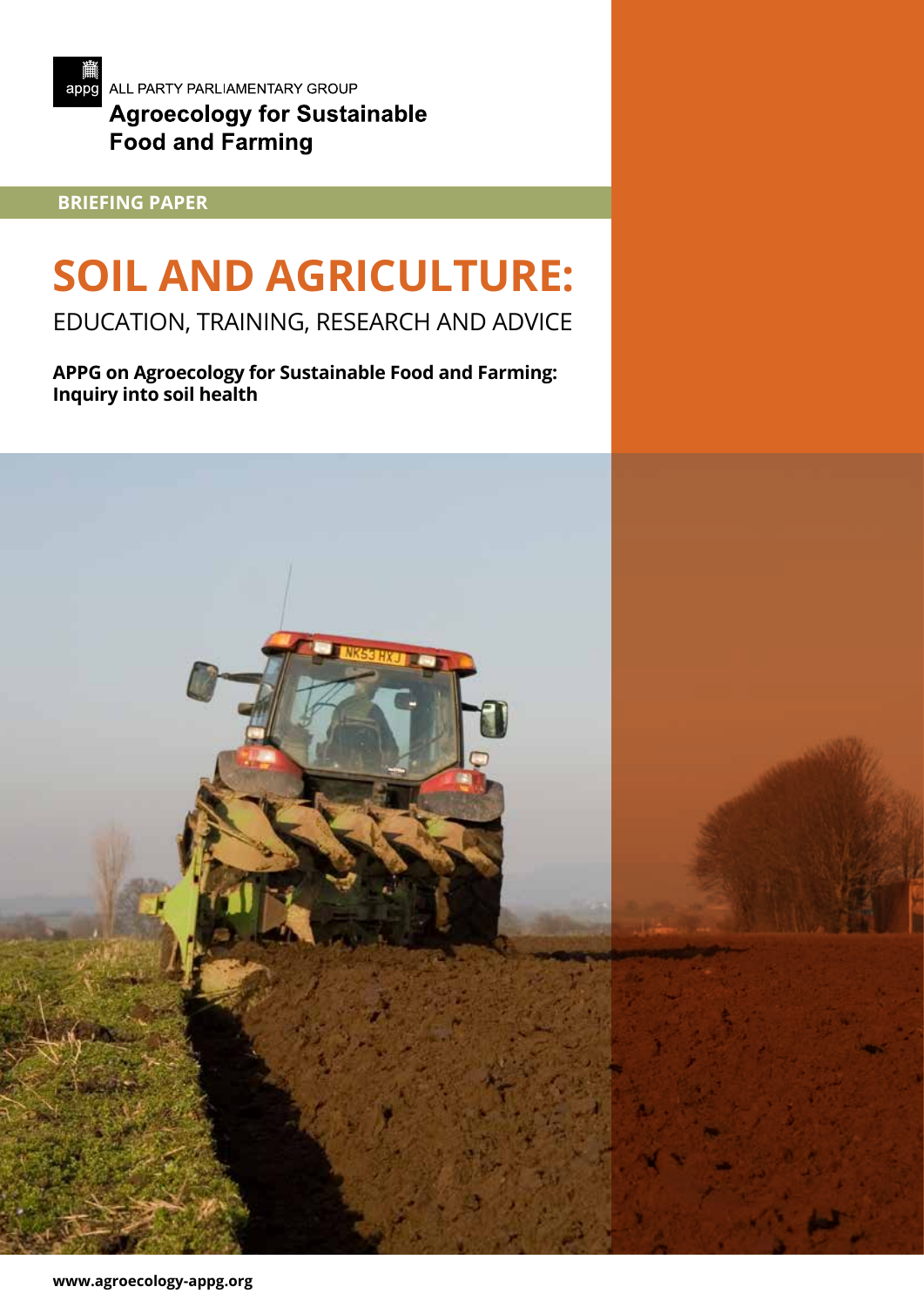appg ALL PARTY PARLIAMENTARY GROUP

**Agroecology for Sustainable Food and Farming**

**BRIEFING PAPER**

# SOIL AND AGRICULTURE:

## EDUCATION, TRAINING, RESEARCH AND ADVICE

**APPG on Agroecology for Sustainable Food and Farming: Inquiry into soil health**

**www.agroecology-appg.org**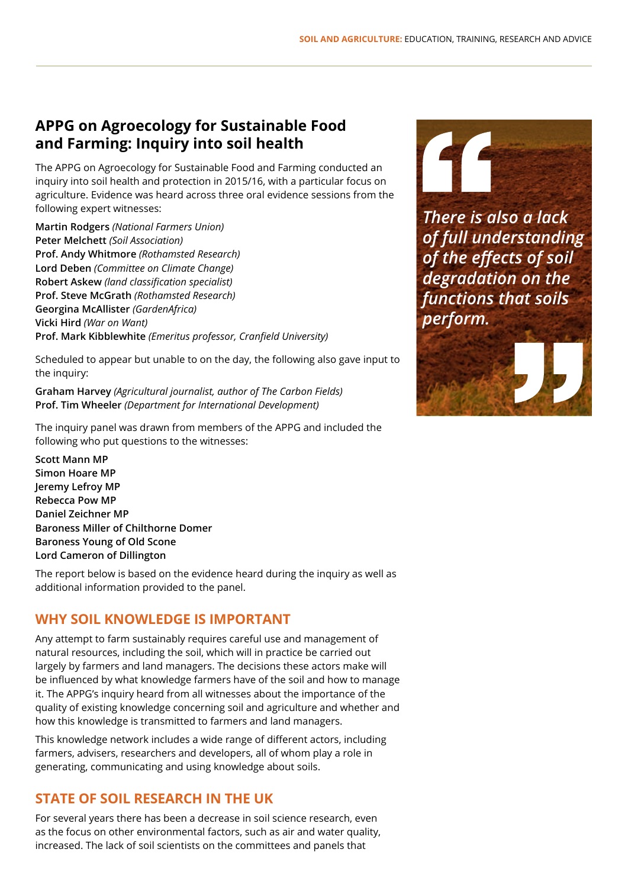## APPG on Agroecology for Sustainable Food and Farming: Inquiry into soil health

The APPG on Agroecology for Sustainable Food and Farming conducted an inquiry into soil health and protection in 2015/16, with a particular focus on agriculture. Evidence was heard across three oral evidence sessions from the following expert witnesses:

**Martin Rodgers** *(National Farmers Union)*
**Peter Melchett** *(Soil Association)*
**Prof. Andy Whitmore** *(Rothamsted Research)*
**Lord Deben** *(Committee on Climate Change)*
**Robert Askew** *(land classification specialist)*
**Prof. Steve McGrath** *(Rothamsted Research)*
**Georgina McAllister** *(GardenAfrica)*
**Vicki Hird** *(War on Want)*
**Prof. Mark Kibblewhite** *(Emeritus professor, Cranfield University)*

Scheduled to appear but unable to on the day, the following also gave input to the inquiry:

**Graham Harvey** *(Agricultural journalist, author of The Carbon Fields)*
**Prof. Tim Wheeler** *(Department for International Development)*

The inquiry panel was drawn from members of the APPG and included the following who put questions to the witnesses:

**Scott Mann MP**
**Simon Hoare MP**
**Jeremy Lefroy MP**
**Rebecca Pow MP**
**Daniel Zeichner MP**
**Baroness Miller of Chilthorne Domer**
**Baroness Young of Old Scone**
**Lord Cameron of Dillington**

The report below is based on the evidence heard during the inquiry as well as additional information provided to the panel.

> *There is also a lack of full understanding of the effects of soil degradation on the functions that soils perform.*

### WHY SOIL KNOWLEDGE IS IMPORTANT

Any attempt to farm sustainably requires careful use and management of natural resources, including the soil, which will in practice be carried out largely by farmers and land managers. The decisions these actors make will be influenced by what knowledge farmers have of the soil and how to manage it. The APPG's inquiry heard from all witnesses about the importance of the quality of existing knowledge concerning soil and agriculture and whether and how this knowledge is transmitted to farmers and land managers.

This knowledge network includes a wide range of different actors, including farmers, advisers, researchers and developers, all of whom play a role in generating, communicating and using knowledge about soils.

### STATE OF SOIL RESEARCH IN THE UK

For several years there has been a decrease in soil science research, even as the focus on other environmental factors, such as air and water quality, increased. The lack of soil scientists on the committees and panels that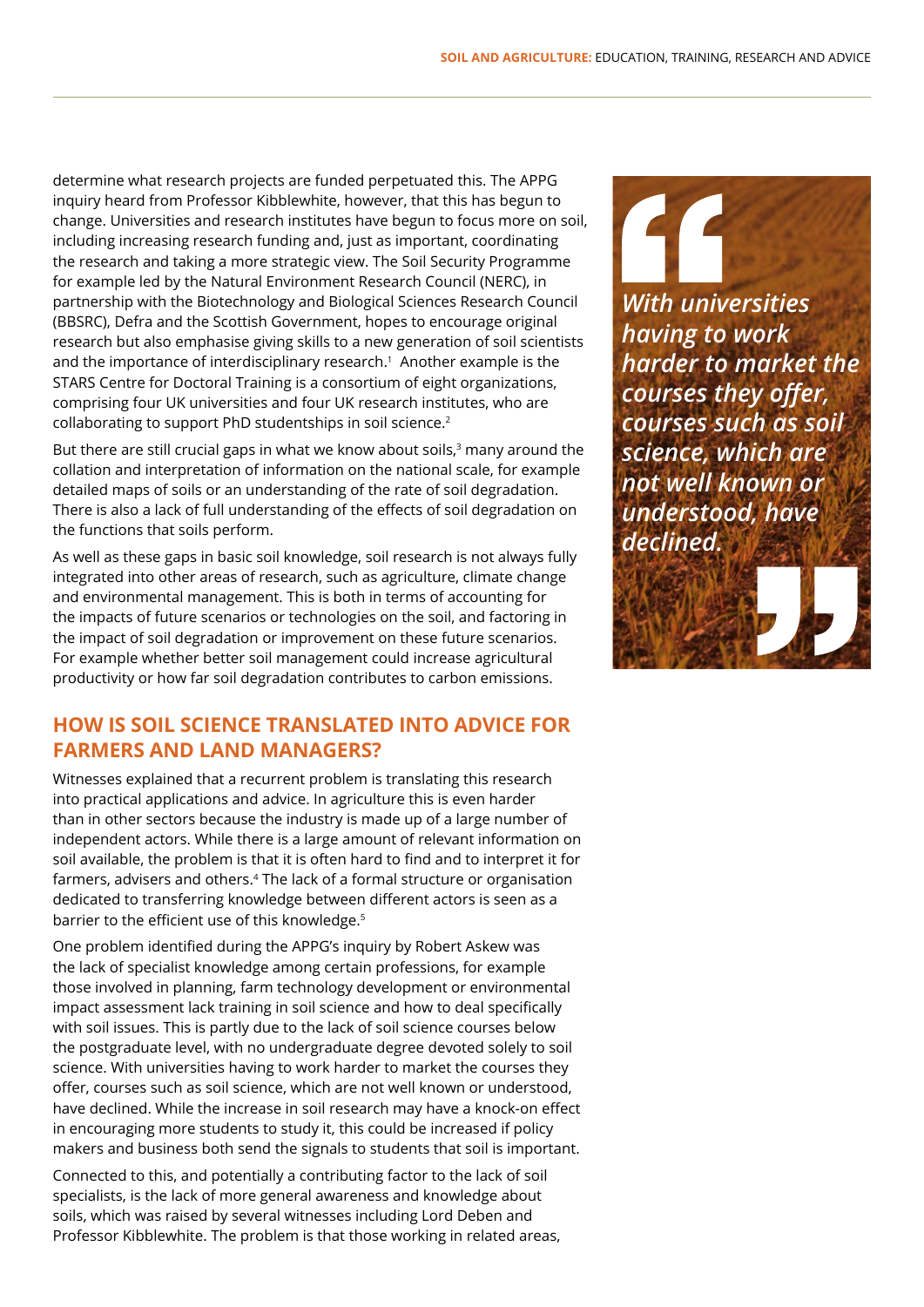determine what research projects are funded perpetuated this. The APPG inquiry heard from Professor Kibblewhite, however, that this has begun to change. Universities and research institutes have begun to focus more on soil, including increasing research funding and, just as important, coordinating the research and taking a more strategic view. The Soil Security Programme for example led by the Natural Environment Research Council (NERC), in partnership with the Biotechnology and Biological Sciences Research Council (BBSRC), Defra and the Scottish Government, hopes to encourage original research but also emphasise giving skills to a new generation of soil scientists and the importance of interdisciplinary research.[1] Another example is the STARS Centre for Doctoral Training is a consortium of eight organizations, comprising four UK universities and four UK research institutes, who are collaborating to support PhD studentships in soil science.[2]

But there are still crucial gaps in what we know about soils,[3] many around the collation and interpretation of information on the national scale, for example detailed maps of soils or an understanding of the rate of soil degradation. There is also a lack of full understanding of the effects of soil degradation on the functions that soils perform.

As well as these gaps in basic soil knowledge, soil research is not always fully integrated into other areas of research, such as agriculture, climate change and environmental management. This is both in terms of accounting for the impacts of future scenarios or technologies on the soil, and factoring in the impact of soil degradation or improvement on these future scenarios. For example whether better soil management could increase agricultural productivity or how far soil degradation contributes to carbon emissions.

## HOW IS SOIL SCIENCE TRANSLATED INTO ADVICE FOR FARMERS AND LAND MANAGERS?

Witnesses explained that a recurrent problem is translating this research into practical applications and advice. In agriculture this is even harder than in other sectors because the industry is made up of a large number of independent actors. While there is a large amount of relevant information on soil available, the problem is that it is often hard to find and to interpret it for farmers, advisers and others.[4] The lack of a formal structure or organisation dedicated to transferring knowledge between different actors is seen as a barrier to the efficient use of this knowledge.[5]

One problem identified during the APPG's inquiry by Robert Askew was the lack of specialist knowledge among certain professions, for example those involved in planning, farm technology development or environmental impact assessment lack training in soil science and how to deal specifically with soil issues. This is partly due to the lack of soil science courses below the postgraduate level, with no undergraduate degree devoted solely to soil science. With universities having to work harder to market the courses they offer, courses such as soil science, which are not well known or understood, have declined. While the increase in soil research may have a knock-on effect in encouraging more students to study it, this could be increased if policy makers and business both send the signals to students that soil is important.

> ***With universities having to work harder to market the courses they offer, courses such as soil science, which are not well known or understood, have declined.***

Connected to this, and potentially a contributing factor to the lack of soil specialists, is the lack of more general awareness and knowledge about soils, which was raised by several witnesses including Lord Deben and Professor Kibblewhite. The problem is that those working in related areas,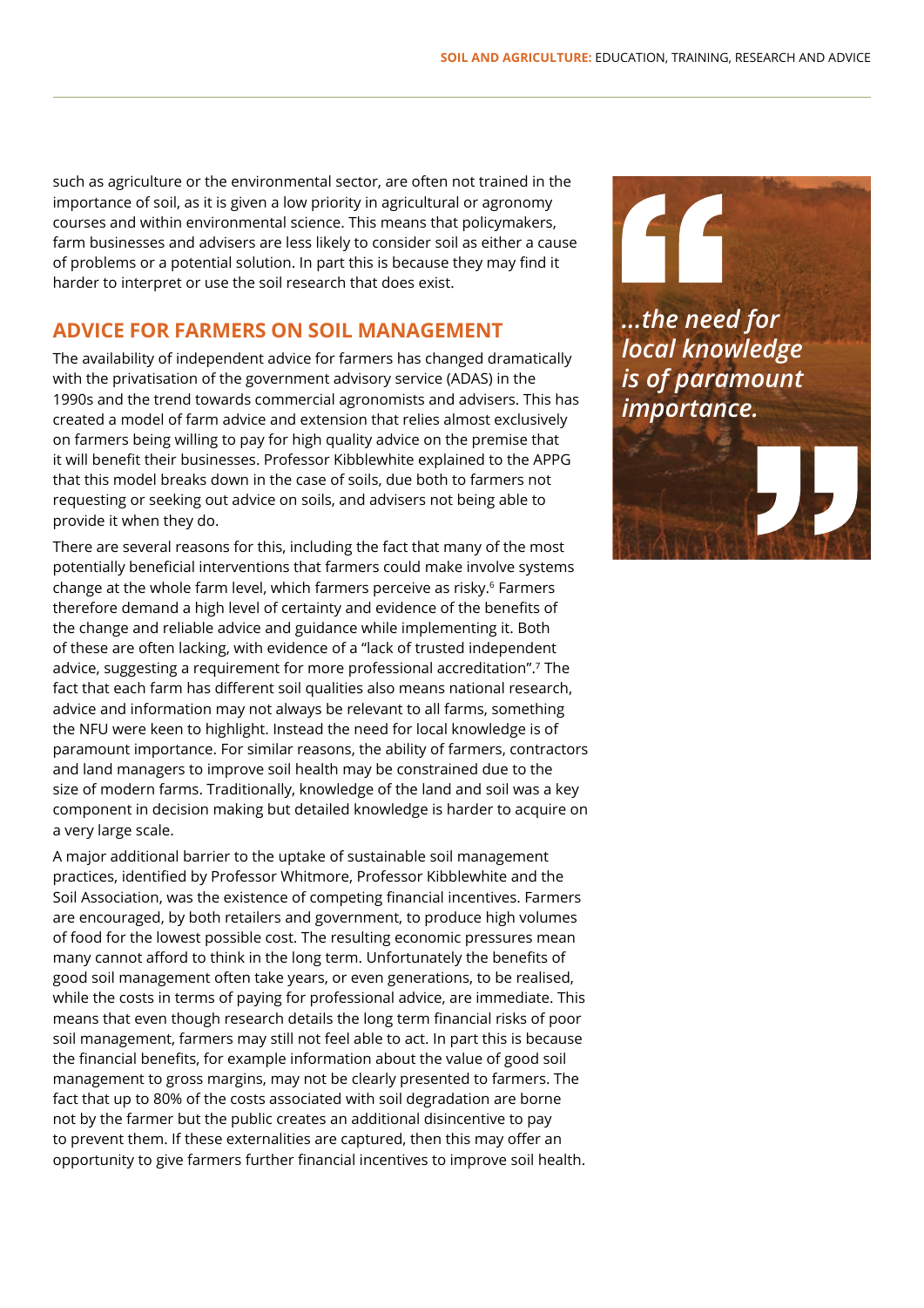such as agriculture or the environmental sector, are often not trained in the importance of soil, as it is given a low priority in agricultural or agronomy courses and within environmental science. This means that policymakers, farm businesses and advisers are less likely to consider soil as either a cause of problems or a potential solution. In part this is because they may find it harder to interpret or use the soil research that does exist.

## ADVICE FOR FARMERS ON SOIL MANAGEMENT

The availability of independent advice for farmers has changed dramatically with the privatisation of the government advisory service (ADAS) in the 1990s and the trend towards commercial agronomists and advisers. This has created a model of farm advice and extension that relies almost exclusively on farmers being willing to pay for high quality advice on the premise that it will benefit their businesses. Professor Kibblewhite explained to the APPG that this model breaks down in the case of soils, due both to farmers not requesting or seeking out advice on soils, and advisers not being able to provide it when they do.

There are several reasons for this, including the fact that many of the most potentially beneficial interventions that farmers could make involve systems change at the whole farm level, which farmers perceive as risky.[6] Farmers therefore demand a high level of certainty and evidence of the benefits of the change and reliable advice and guidance while implementing it. Both of these are often lacking, with evidence of a "lack of trusted independent advice, suggesting a requirement for more professional accreditation".[7] The fact that each farm has different soil qualities also means national research, advice and information may not always be relevant to all farms, something the NFU were keen to highlight. Instead the need for local knowledge is of paramount importance. For similar reasons, the ability of farmers, contractors and land managers to improve soil health may be constrained due to the size of modern farms. Traditionally, knowledge of the land and soil was a key component in decision making but detailed knowledge is harder to acquire on a very large scale.

> *...the need for local knowledge is of paramount importance.*

A major additional barrier to the uptake of sustainable soil management practices, identified by Professor Whitmore, Professor Kibblewhite and the Soil Association, was the existence of competing financial incentives. Farmers are encouraged, by both retailers and government, to produce high volumes of food for the lowest possible cost. The resulting economic pressures mean many cannot afford to think in the long term. Unfortunately the benefits of good soil management often take years, or even generations, to be realised, while the costs in terms of paying for professional advice, are immediate. This means that even though research details the long term financial risks of poor soil management, farmers may still not feel able to act. In part this is because the financial benefits, for example information about the value of good soil management to gross margins, may not be clearly presented to farmers. The fact that up to 80% of the costs associated with soil degradation are borne not by the farmer but the public creates an additional disincentive to pay to prevent them. If these externalities are captured, then this may offer an opportunity to give farmers further financial incentives to improve soil health.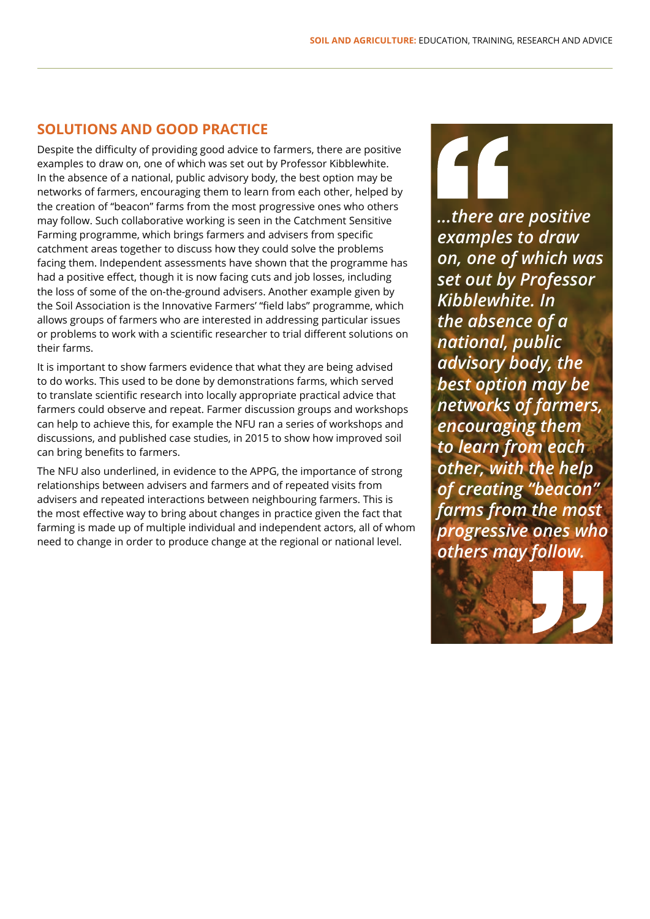## SOLUTIONS AND GOOD PRACTICE

Despite the difficulty of providing good advice to farmers, there are positive examples to draw on, one of which was set out by Professor Kibblewhite. In the absence of a national, public advisory body, the best option may be networks of farmers, encouraging them to learn from each other, helped by the creation of "beacon" farms from the most progressive ones who others may follow. Such collaborative working is seen in the Catchment Sensitive Farming programme, which brings farmers and advisers from specific catchment areas together to discuss how they could solve the problems facing them. Independent assessments have shown that the programme has had a positive effect, though it is now facing cuts and job losses, including the loss of some of the on-the-ground advisers. Another example given by the Soil Association is the Innovative Farmers' "field labs" programme, which allows groups of farmers who are interested in addressing particular issues or problems to work with a scientific researcher to trial different solutions on their farms.

It is important to show farmers evidence that what they are being advised to do works. This used to be done by demonstrations farms, which served to translate scientific research into locally appropriate practical advice that farmers could observe and repeat. Farmer discussion groups and workshops can help to achieve this, for example the NFU ran a series of workshops and discussions, and published case studies, in 2015 to show how improved soil can bring benefits to farmers.

The NFU also underlined, in evidence to the APPG, the importance of strong relationships between advisers and farmers and of repeated visits from advisers and repeated interactions between neighbouring farmers. This is the most effective way to bring about changes in practice given the fact that farming is made up of multiple individual and independent actors, all of whom need to change in order to produce change at the regional or national level.

> ***...there are positive examples to draw on, one of which was set out by Professor Kibblewhite. In the absence of a national, public advisory body, the best option may be networks of farmers, encouraging them to learn from each other, with the help of creating "beacon" farms from the most progressive ones who others may follow.***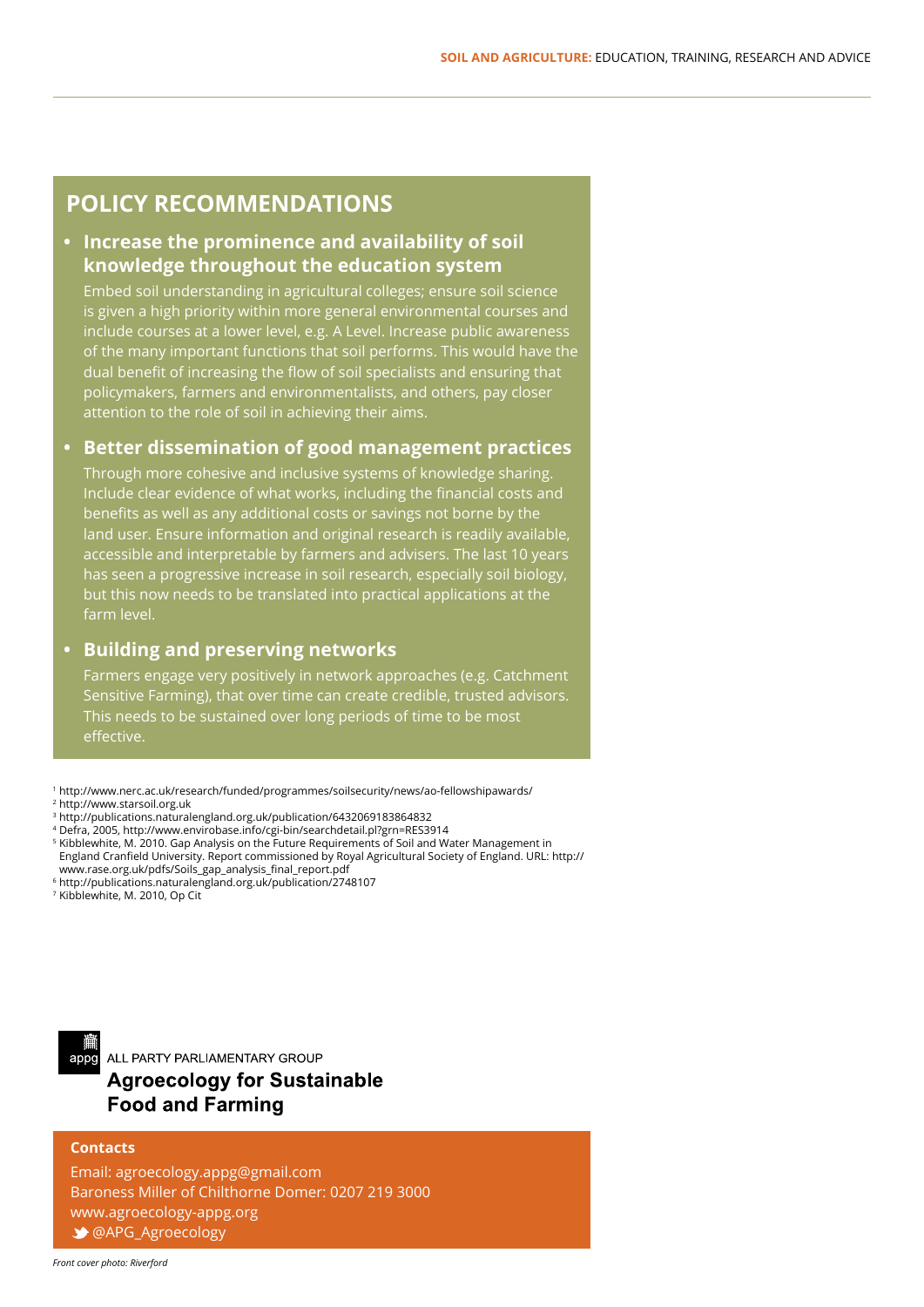## POLICY RECOMMENDATIONS

- **Increase the prominence and availability of soil knowledge throughout the education system**

  Embed soil understanding in agricultural colleges; ensure soil science is given a high priority within more general environmental courses and include courses at a lower level, e.g. A Level. Increase public awareness of the many important functions that soil performs. This would have the dual benefit of increasing the flow of soil specialists and ensuring that policymakers, farmers and environmentalists, and others, pay closer attention to the role of soil in achieving their aims.

- **Better dissemination of good management practices**

  Through more cohesive and inclusive systems of knowledge sharing. Include clear evidence of what works, including the financial costs and benefits as well as any additional costs or savings not borne by the land user. Ensure information and original research is readily available, accessible and interpretable by farmers and advisers. The last 10 years has seen a progressive increase in soil research, especially soil biology, but this now needs to be translated into practical applications at the farm level.

- **Building and preserving networks**

  Farmers engage very positively in network approaches (e.g. Catchment Sensitive Farming), that over time can create credible, trusted advisors. This needs to be sustained over long periods of time to be most effective.

[1] http://www.nerc.ac.uk/research/funded/programmes/soilsecurity/news/ao-fellowshipawards/
[2] http://www.starsoil.org.uk
[3] http://publications.naturalengland.org.uk/publication/6432069183864832
[4] Defra, 2005, http://www.envirobase.info/cgi-bin/searchdetail.pl?grn=RES3914
[5] Kibblewhite, M. 2010. Gap Analysis on the Future Requirements of Soil and Water Management in England Cranfield University. Report commissioned by Royal Agricultural Society of England. URL: http://www.rase.org.uk/pdfs/Soils_gap_analysis_final_report.pdf
[6] http://publications.naturalengland.org.uk/publication/2748107
[7] Kibblewhite, M. 2010, Op Cit

appg ALL PARTY PARLIAMENTARY GROUP
**Agroecology for Sustainable Food and Farming**

**Contacts**

Email: agroecology.appg@gmail.com
Baroness Miller of Chilthorne Domer: 0207 219 3000
www.agroecology-appg.org
@APG_Agroecology

*Front cover photo: Riverford*